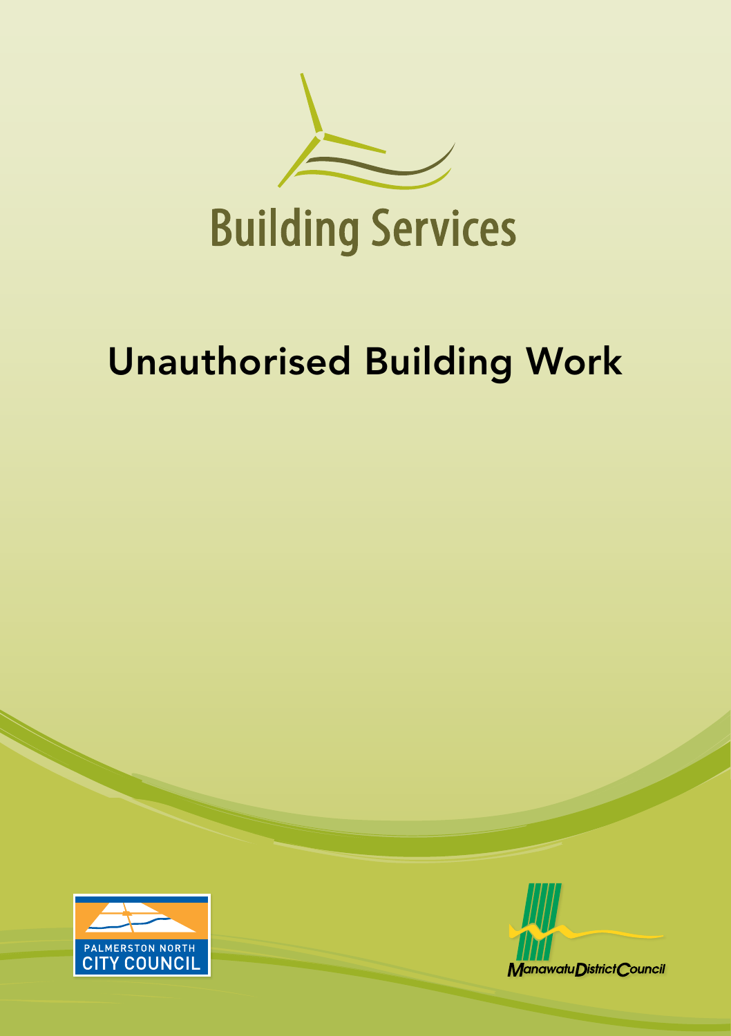# Building Services

## Unauthorised Building Work

PALMERSTON NORTH CITY COUNCIL

Manawatu District Council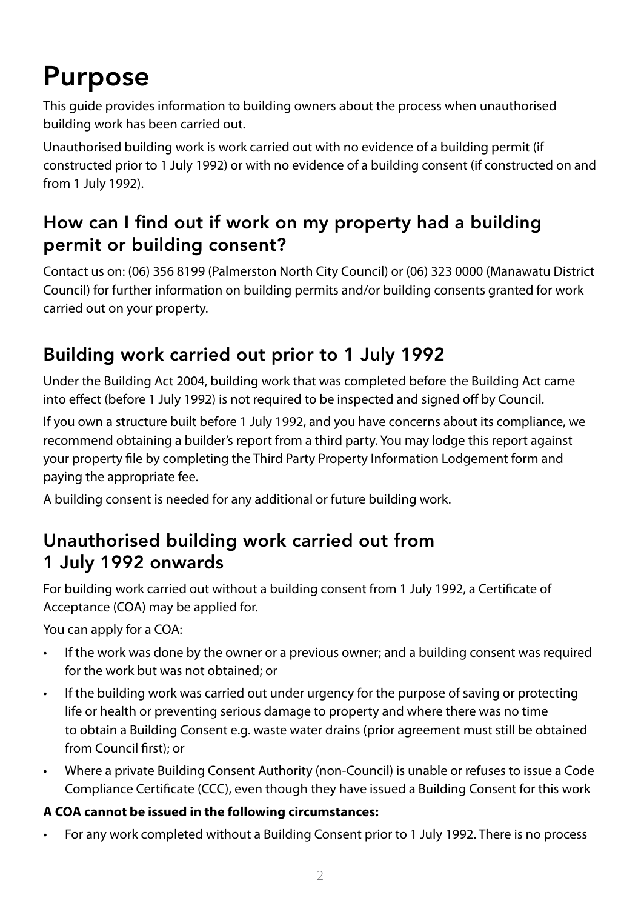# Purpose

This guide provides information to building owners about the process when unauthorised building work has been carried out.

Unauthorised building work is work carried out with no evidence of a building permit (if constructed prior to 1 July 1992) or with no evidence of a building consent (if constructed on and from 1 July 1992).

## How can I find out if work on my property had a building permit or building consent?

Contact us on: (06) 356 8199 (Palmerston North City Council) or (06) 323 0000 (Manawatu District Council) for further information on building permits and/or building consents granted for work carried out on your property.

## Building work carried out prior to 1 July 1992

Under the Building Act 2004, building work that was completed before the Building Act came into effect (before 1 July 1992) is not required to be inspected and signed off by Council.

If you own a structure built before 1 July 1992, and you have concerns about its compliance, we recommend obtaining a builder's report from a third party. You may lodge this report against your property file by completing the Third Party Property Information Lodgement form and paying the appropriate fee.

A building consent is needed for any additional or future building work.

## Unauthorised building work carried out from 1 July 1992 onwards

For building work carried out without a building consent from 1 July 1992, a Certificate of Acceptance (COA) may be applied for.

You can apply for a COA:

- If the work was done by the owner or a previous owner; and a building consent was required for the work but was not obtained; or
- If the building work was carried out under urgency for the purpose of saving or protecting life or health or preventing serious damage to property and where there was no time to obtain a Building Consent e.g. waste water drains (prior agreement must still be obtained from Council first); or
- Where a private Building Consent Authority (non-Council) is unable or refuses to issue a Code Compliance Certificate (CCC), even though they have issued a Building Consent for this work

**A COA cannot be issued in the following circumstances:**

- For any work completed without a Building Consent prior to 1 July 1992. There is no process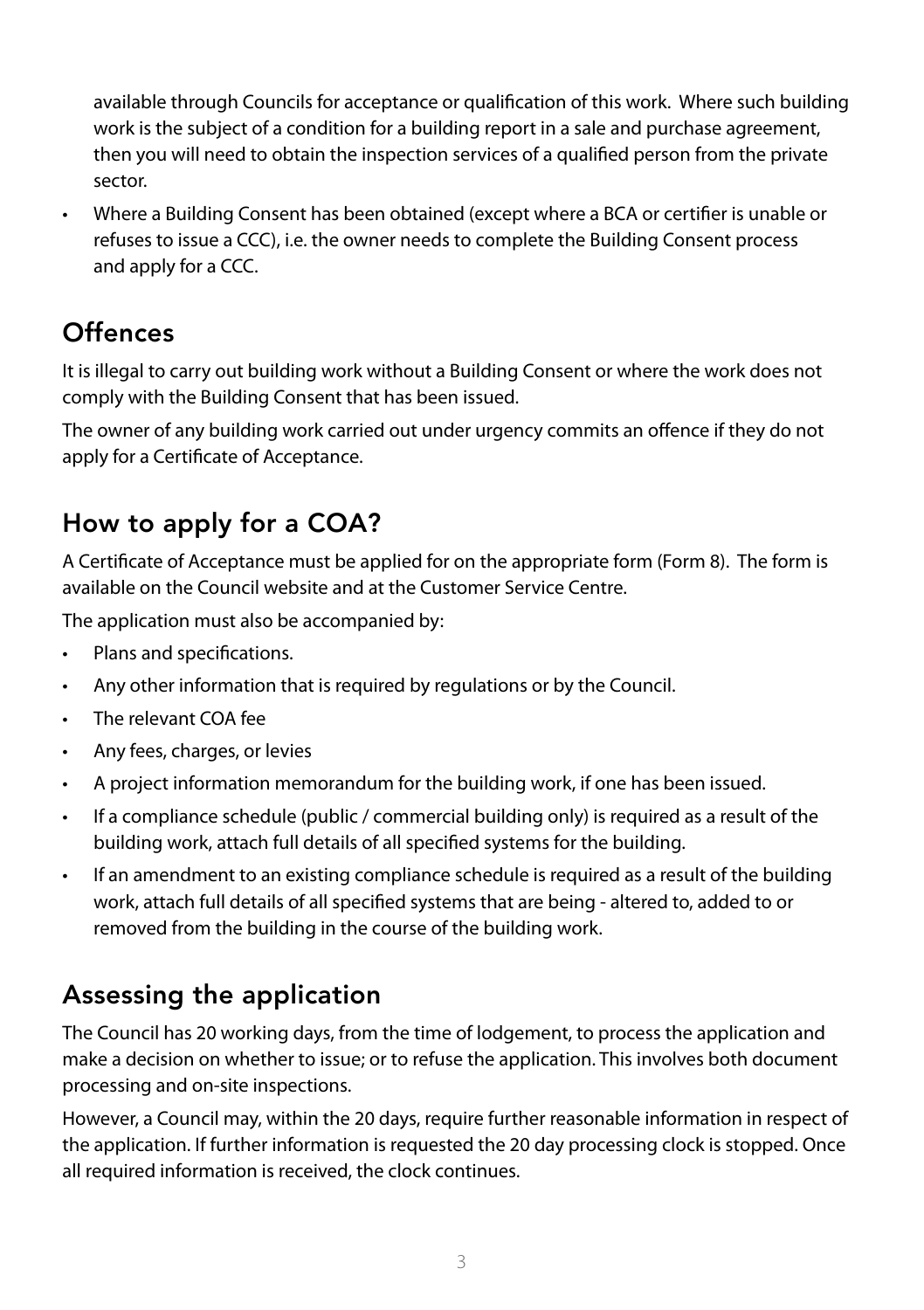available through Councils for acceptance or qualification of this work. Where such building work is the subject of a condition for a building report in a sale and purchase agreement, then you will need to obtain the inspection services of a qualified person from the private sector.

- Where a Building Consent has been obtained (except where a BCA or certifier is unable or refuses to issue a CCC), i.e. the owner needs to complete the Building Consent process and apply for a CCC.

## Offences

It is illegal to carry out building work without a Building Consent or where the work does not comply with the Building Consent that has been issued.

The owner of any building work carried out under urgency commits an offence if they do not apply for a Certificate of Acceptance.

## How to apply for a COA?

A Certificate of Acceptance must be applied for on the appropriate form (Form 8). The form is available on the Council website and at the Customer Service Centre.

The application must also be accompanied by:

- Plans and specifications.
- Any other information that is required by regulations or by the Council.
- The relevant COA fee
- Any fees, charges, or levies
- A project information memorandum for the building work, if one has been issued.
- If a compliance schedule (public / commercial building only) is required as a result of the building work, attach full details of all specified systems for the building.
- If an amendment to an existing compliance schedule is required as a result of the building work, attach full details of all specified systems that are being - altered to, added to or removed from the building in the course of the building work.

## Assessing the application

The Council has 20 working days, from the time of lodgement, to process the application and make a decision on whether to issue; or to refuse the application. This involves both document processing and on-site inspections.

However, a Council may, within the 20 days, require further reasonable information in respect of the application. If further information is requested the 20 day processing clock is stopped. Once all required information is received, the clock continues.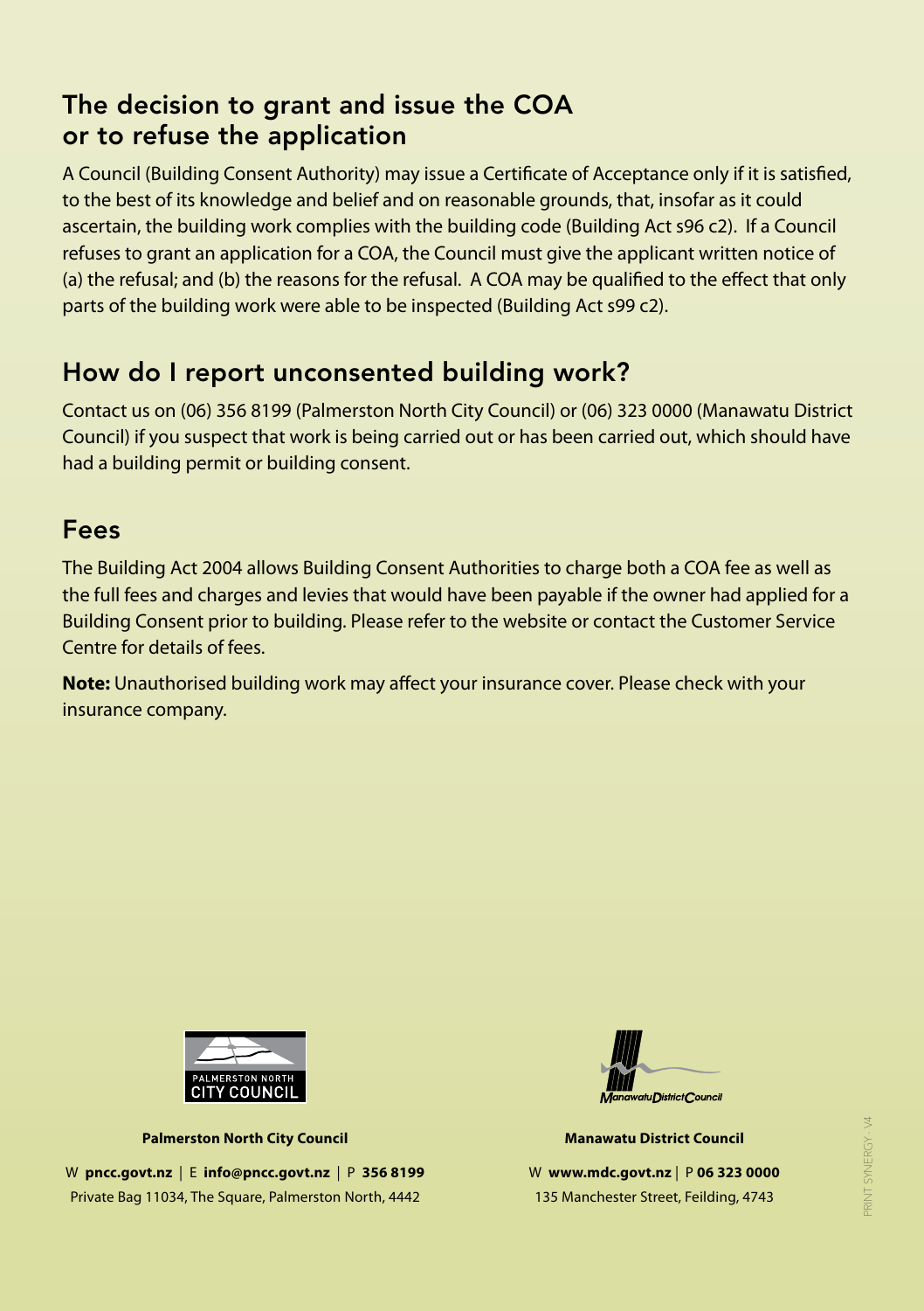## The decision to grant and issue the COA or to refuse the application

A Council (Building Consent Authority) may issue a Certificate of Acceptance only if it is satisfied, to the best of its knowledge and belief and on reasonable grounds, that, insofar as it could ascertain, the building work complies with the building code (Building Act s96 c2). If a Council refuses to grant an application for a COA, the Council must give the applicant written notice of (a) the refusal; and (b) the reasons for the refusal. A COA may be qualified to the effect that only parts of the building work were able to be inspected (Building Act s99 c2).

## How do I report unconsented building work?

Contact us on (06) 356 8199 (Palmerston North City Council) or (06) 323 0000 (Manawatu District Council) if you suspect that work is being carried out or has been carried out, which should have had a building permit or building consent.

## Fees

The Building Act 2004 allows Building Consent Authorities to charge both a COA fee as well as the full fees and charges and levies that would have been payable if the owner had applied for a Building Consent prior to building. Please refer to the website or contact the Customer Service Centre for details of fees.

**Note:** Unauthorised building work may affect your insurance cover. Please check with your insurance company.

**Palmerston North City Council**

W **pncc.govt.nz** | E **info@pncc.govt.nz** | P **356 8199**
Private Bag 11034, The Square, Palmerston North, 4442

**Manawatu District Council**

W **www.mdc.govt.nz** | P **06 323 0000**
135 Manchester Street, Feilding, 4743